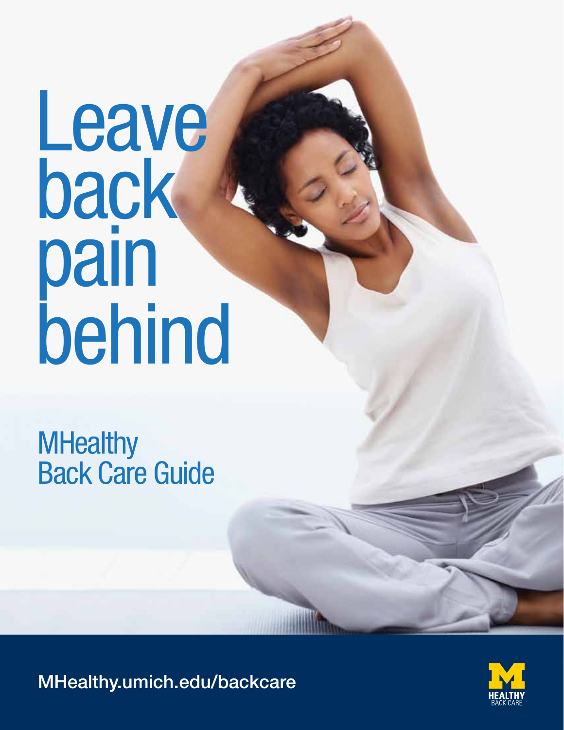# Leave back pain behind

## MHealthy Back Care Guide

MHealthy.umich.edu/backcare

HEALTHY BACK CARE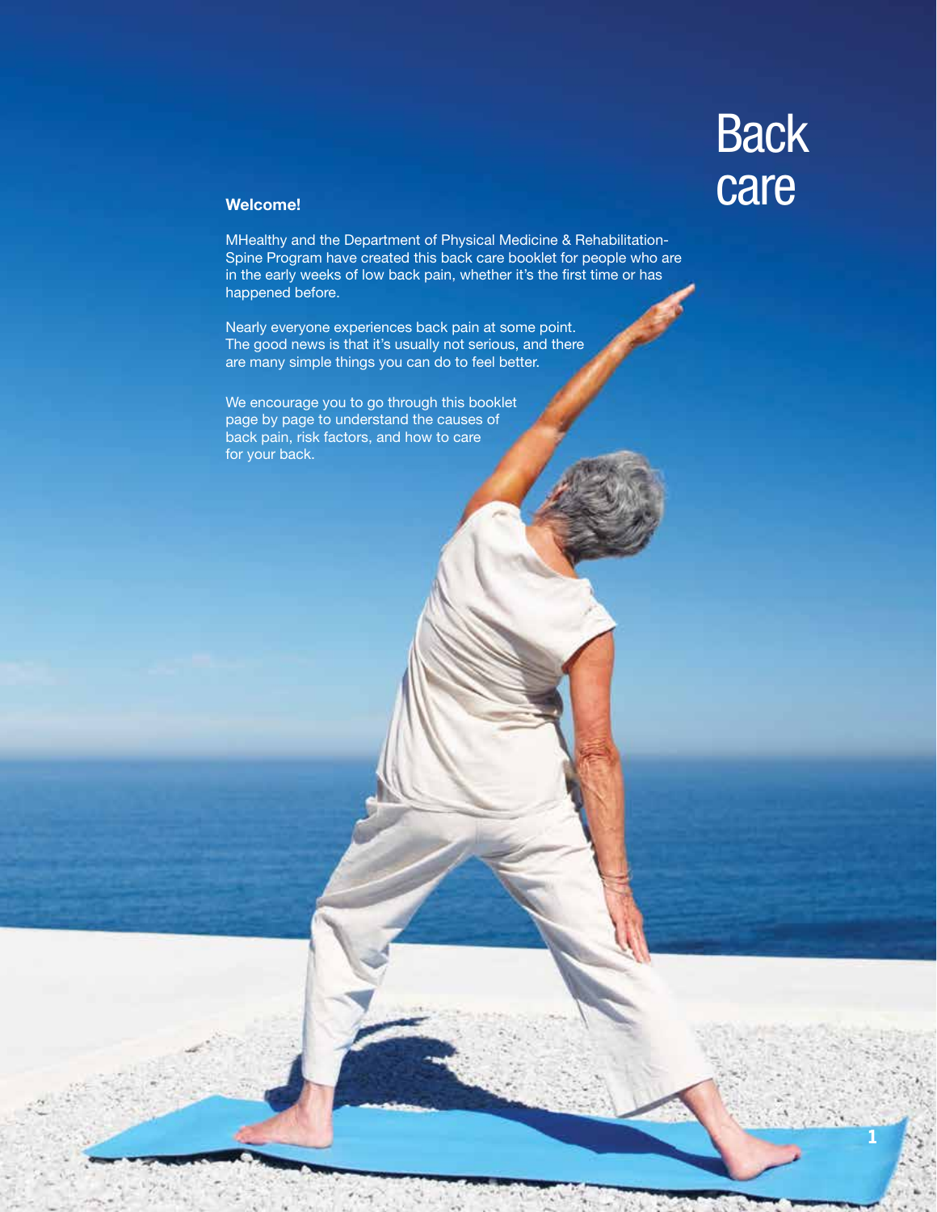# Back care

**Welcome!**

MHealthy and the Department of Physical Medicine & Rehabilitation-Spine Program have created this back care booklet for people who are in the early weeks of low back pain, whether it's the first time or has happened before.

Nearly everyone experiences back pain at some point. The good news is that it's usually not serious, and there are many simple things you can do to feel better.

We encourage you to go through this booklet page by page to understand the causes of back pain, risk factors, and how to care for your back.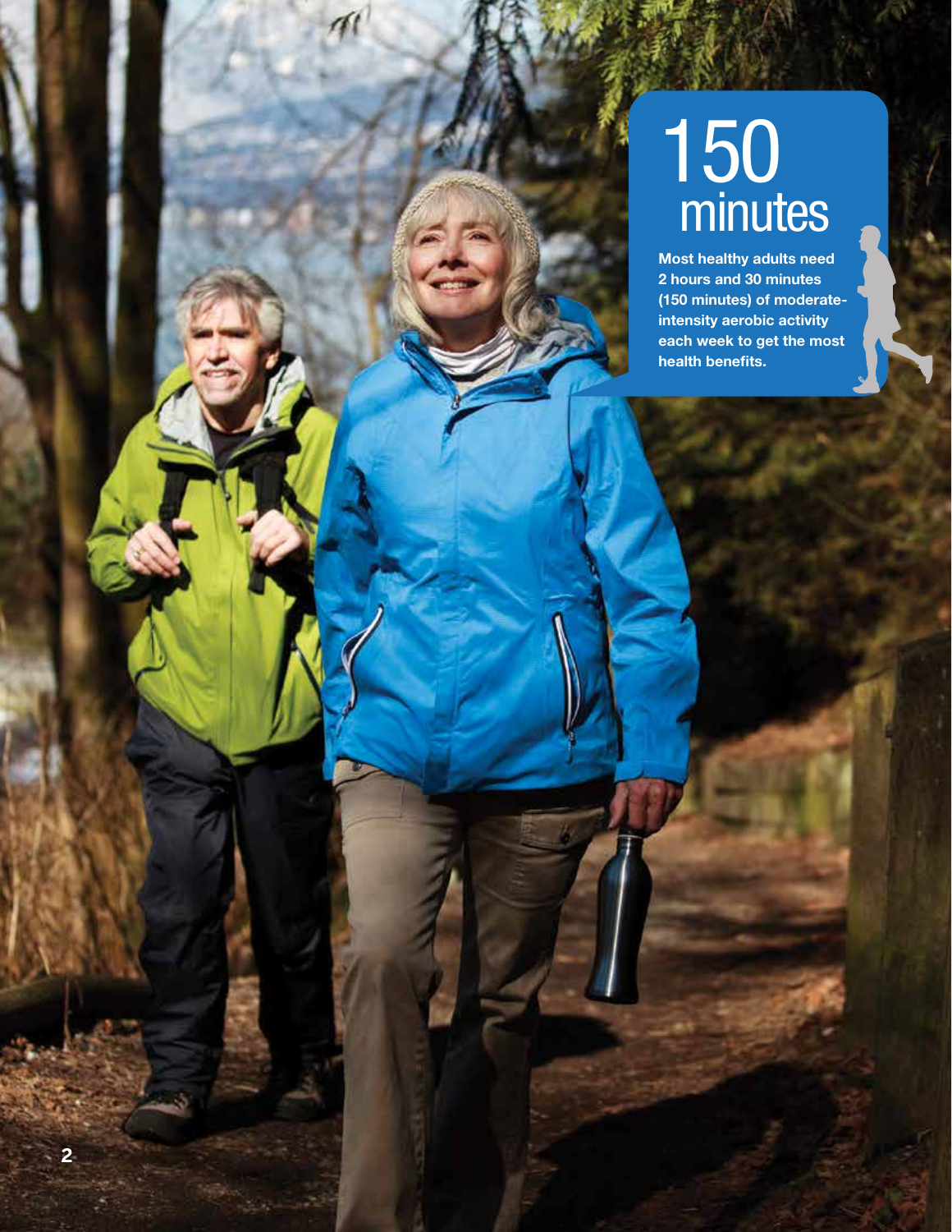# 150 minutes

**Most healthy adults need 2 hours and 30 minutes (150 minutes) of moderate-intensity aerobic activity each week to get the most health benefits.**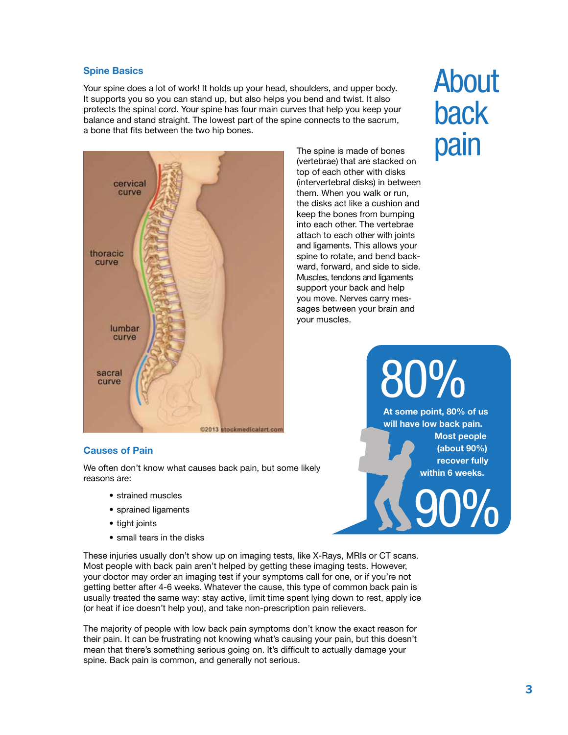# About back pain

## Spine Basics

Your spine does a lot of work! It holds up your head, shoulders, and upper body. It supports you so you can stand up, but also helps you bend and twist. It also protects the spinal cord. Your spine has four main curves that help you keep your balance and stand straight. The lowest part of the spine connects to the sacrum, a bone that fits between the two hip bones.

The spine is made of bones (vertebrae) that are stacked on top of each other with disks (intervertebral disks) in between them. When you walk or run, the disks act like a cushion and keep the bones from bumping into each other. The vertebrae attach to each other with joints and ligaments. This allows your spine to rotate, and bend backward, forward, and side to side. Muscles, tendons and ligaments support your back and help you move. Nerves carry messages between your brain and your muscles.

**80%**

**At some point, 80% of us will have low back pain.**

**Most people (about 90%) recover fully within 6 weeks.**

**90%**

## Causes of Pain

We often don't know what causes back pain, but some likely reasons are:

- strained muscles
- sprained ligaments
- tight joints
- small tears in the disks

These injuries usually don't show up on imaging tests, like X-Rays, MRIs or CT scans. Most people with back pain aren't helped by getting these imaging tests. However, your doctor may order an imaging test if your symptoms call for one, or if you're not getting better after 4-6 weeks. Whatever the cause, this type of common back pain is usually treated the same way: stay active, limit time spent lying down to rest, apply ice (or heat if ice doesn't help you), and take non-prescription pain relievers.

The majority of people with low back pain symptoms don't know the exact reason for their pain. It can be frustrating not knowing what's causing your pain, but this doesn't mean that there's something serious going on. It's difficult to actually damage your spine. Back pain is common, and generally not serious.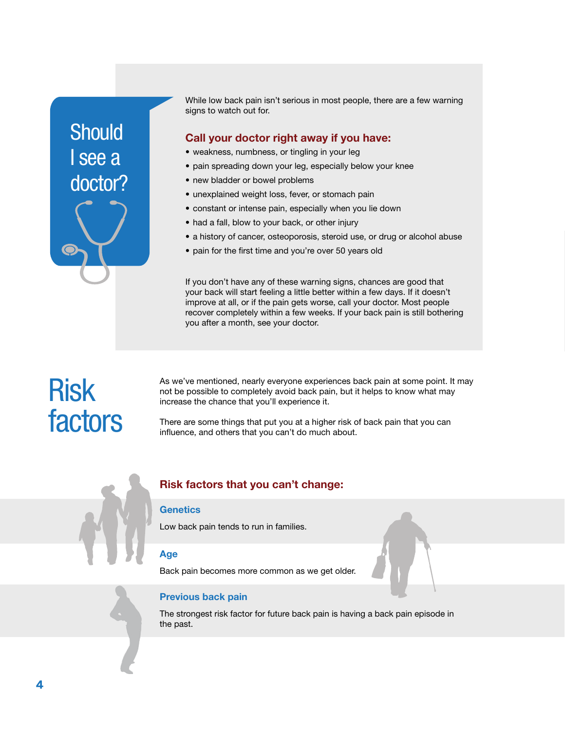## Should I see a doctor?

While low back pain isn't serious in most people, there are a few warning signs to watch out for.

### Call your doctor right away if you have:

- weakness, numbness, or tingling in your leg
- pain spreading down your leg, especially below your knee
- new bladder or bowel problems
- unexplained weight loss, fever, or stomach pain
- constant or intense pain, especially when you lie down
- had a fall, blow to your back, or other injury
- a history of cancer, osteoporosis, steroid use, or drug or alcohol abuse
- pain for the first time and you're over 50 years old

If you don't have any of these warning signs, chances are good that your back will start feeling a little better within a few days. If it doesn't improve at all, or if the pain gets worse, call your doctor. Most people recover completely within a few weeks. If your back pain is still bothering you after a month, see your doctor.

## Risk factors

As we've mentioned, nearly everyone experiences back pain at some point. It may not be possible to completely avoid back pain, but it helps to know what may increase the chance that you'll experience it.

There are some things that put you at a higher risk of back pain that you can influence, and others that you can't do much about.

### Risk factors that you can't change:

#### Genetics

Low back pain tends to run in families.

#### Age

Back pain becomes more common as we get older.

#### Previous back pain

The strongest risk factor for future back pain is having a back pain episode in the past.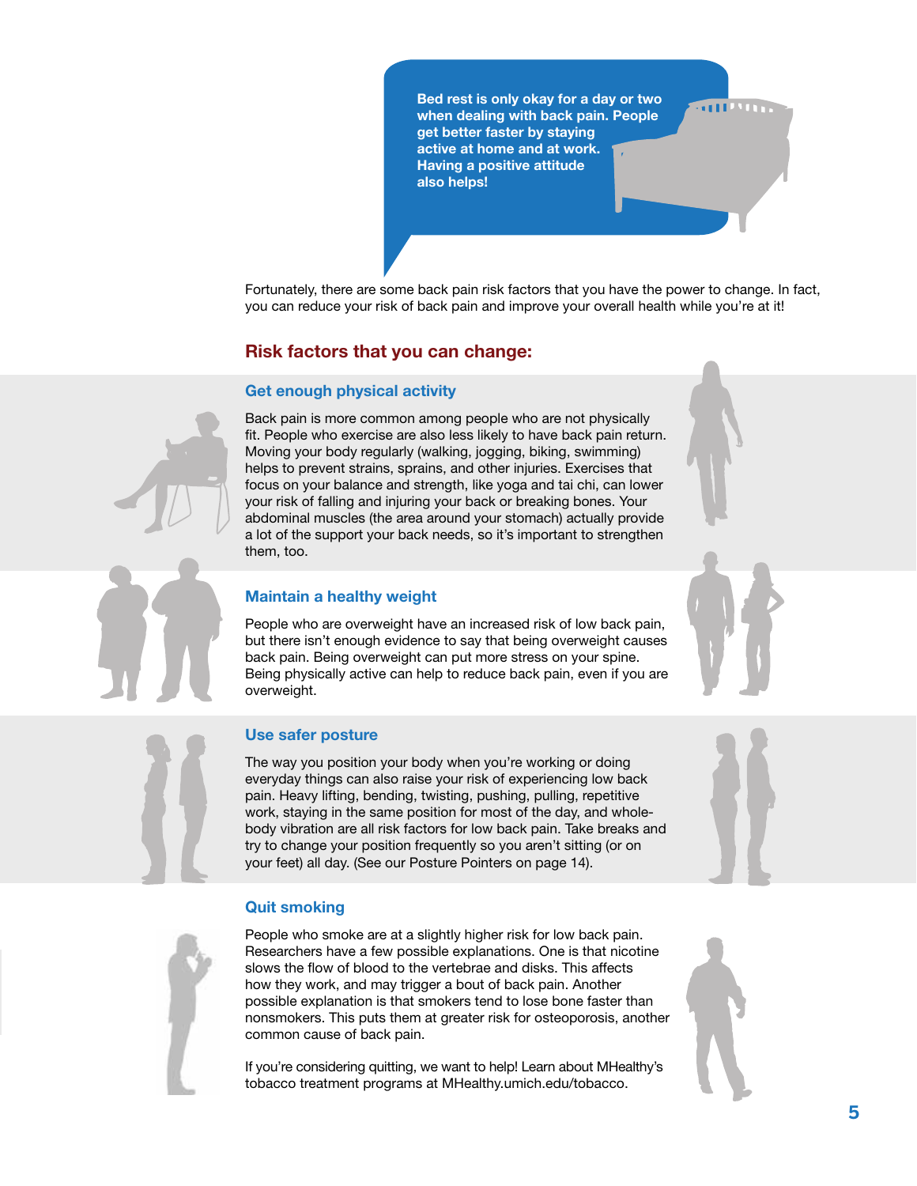> **Bed rest is only okay for a day or two when dealing with back pain. People get better faster by staying active at home and at work. Having a positive attitude also helps!**

Fortunately, there are some back pain risk factors that you have the power to change. In fact, you can reduce your risk of back pain and improve your overall health while you're at it!

## Risk factors that you can change:

### Get enough physical activity

Back pain is more common among people who are not physically fit. People who exercise are also less likely to have back pain return. Moving your body regularly (walking, jogging, biking, swimming) helps to prevent strains, sprains, and other injuries. Exercises that focus on your balance and strength, like yoga and tai chi, can lower your risk of falling and injuring your back or breaking bones. Your abdominal muscles (the area around your stomach) actually provide a lot of the support your back needs, so it's important to strengthen them, too.

### Maintain a healthy weight

People who are overweight have an increased risk of low back pain, but there isn't enough evidence to say that being overweight causes back pain. Being overweight can put more stress on your spine. Being physically active can help to reduce back pain, even if you are overweight.

### Use safer posture

The way you position your body when you're working or doing everyday things can also raise your risk of experiencing low back pain. Heavy lifting, bending, twisting, pushing, pulling, repetitive work, staying in the same position for most of the day, and whole-body vibration are all risk factors for low back pain. Take breaks and try to change your position frequently so you aren't sitting (or on your feet) all day. (See our Posture Pointers on page 14).

### Quit smoking

People who smoke are at a slightly higher risk for low back pain. Researchers have a few possible explanations. One is that nicotine slows the flow of blood to the vertebrae and disks. This affects how they work, and may trigger a bout of back pain. Another possible explanation is that smokers tend to lose bone faster than nonsmokers. This puts them at greater risk for osteoporosis, another common cause of back pain.

If you're considering quitting, we want to help! Learn about MHealthy's tobacco treatment programs at MHealthy.umich.edu/tobacco.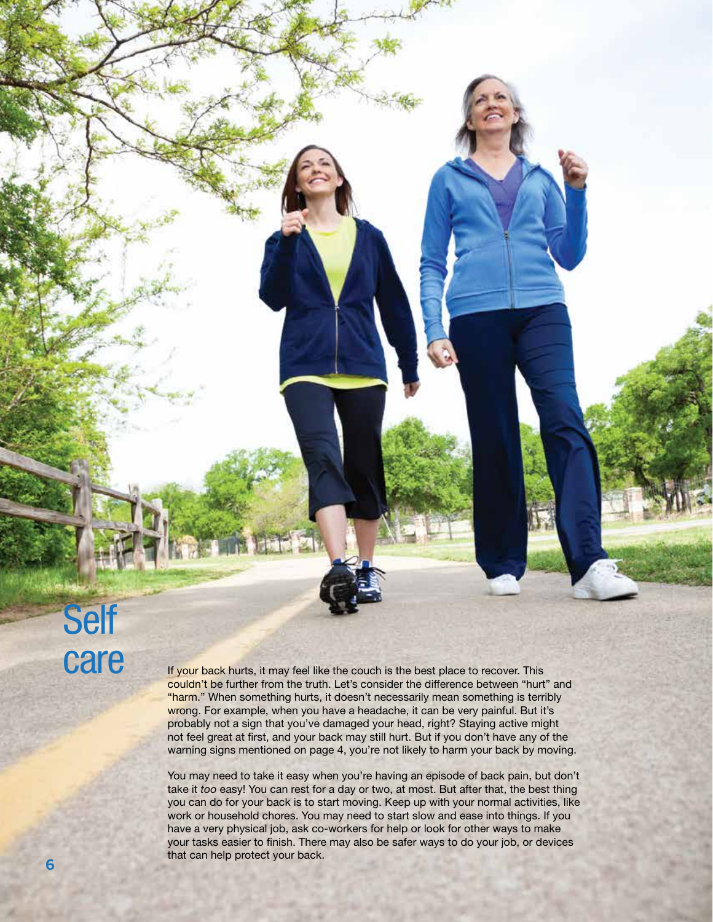# Self care

If your back hurts, it may feel like the couch is the best place to recover. This couldn't be further from the truth. Let's consider the difference between "hurt" and "harm." When something hurts, it doesn't necessarily mean something is terribly wrong. For example, when you have a headache, it can be very painful. But it's probably not a sign that you've damaged your head, right? Staying active might not feel great at first, and your back may still hurt. But if you don't have any of the warning signs mentioned on page 4, you're not likely to harm your back by moving.

You may need to take it easy when you're having an episode of back pain, but don't take it *too* easy! You can rest for a day or two, at most. But after that, the best thing you can do for your back is to start moving. Keep up with your normal activities, like work or household chores. You may need to start slow and ease into things. If you have a very physical job, ask co-workers for help or look for other ways to make your tasks easier to finish. There may also be safer ways to do your job, or devices that can help protect your back.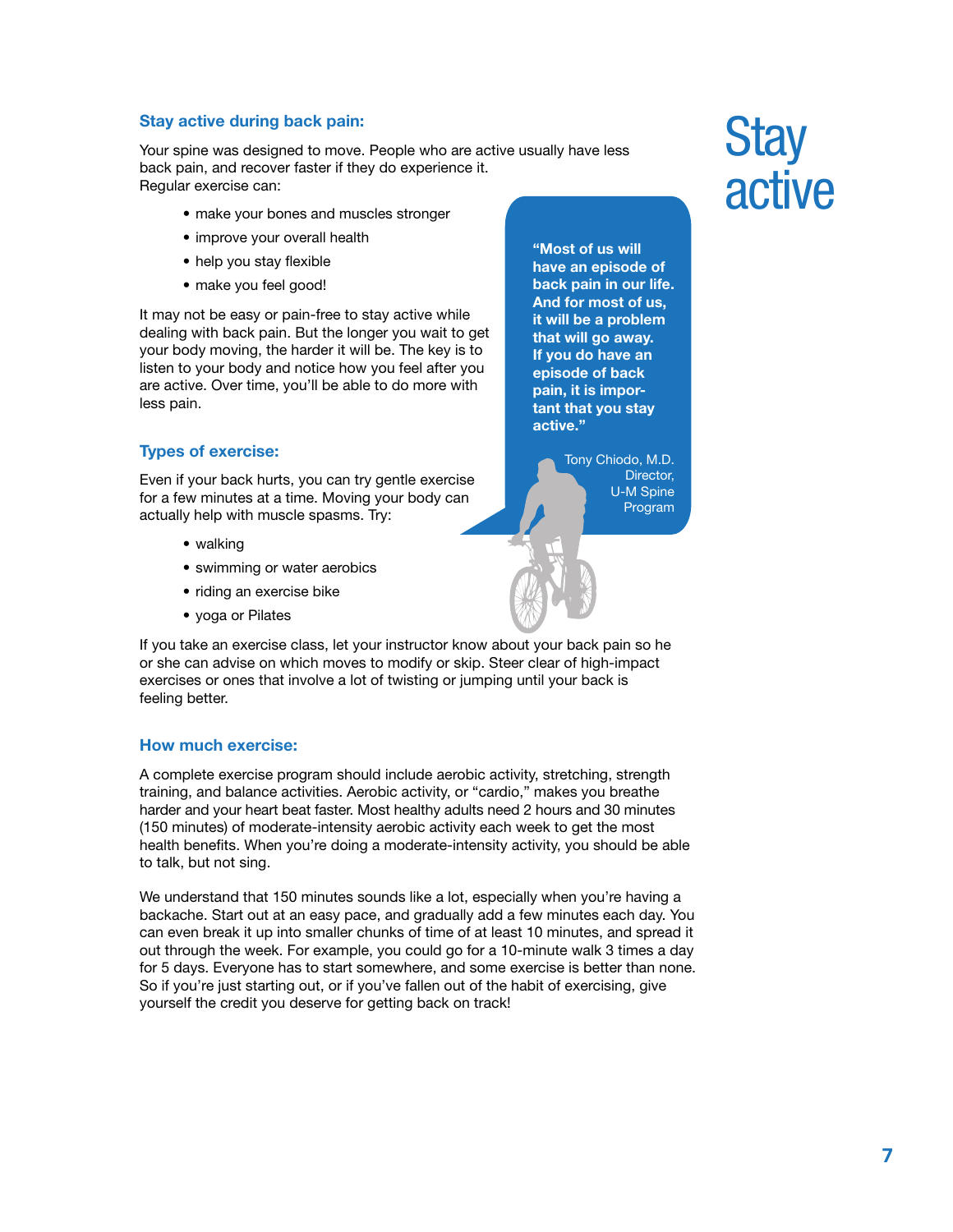# Stay active

### Stay active during back pain:

Your spine was designed to move. People who are active usually have less back pain, and recover faster if they do experience it.
Regular exercise can:

- make your bones and muscles stronger
- improve your overall health
- help you stay flexible
- make you feel good!

It may not be easy or pain-free to stay active while dealing with back pain. But the longer you wait to get your body moving, the harder it will be. The key is to listen to your body and notice how you feel after you are active. Over time, you'll be able to do more with less pain.

> **"Most of us will have an episode of back pain in our life. And for most of us, it will be a problem that will go away. If you do have an episode of back pain, it is important that you stay active."**
>
> Tony Chiodo, M.D.
> Director,
> U-M Spine Program

### Types of exercise:

Even if your back hurts, you can try gentle exercise for a few minutes at a time. Moving your body can actually help with muscle spasms. Try:

- walking
- swimming or water aerobics
- riding an exercise bike
- yoga or Pilates

If you take an exercise class, let your instructor know about your back pain so he or she can advise on which moves to modify or skip. Steer clear of high-impact exercises or ones that involve a lot of twisting or jumping until your back is feeling better.

### How much exercise:

A complete exercise program should include aerobic activity, stretching, strength training, and balance activities. Aerobic activity, or "cardio," makes you breathe harder and your heart beat faster. Most healthy adults need 2 hours and 30 minutes (150 minutes) of moderate-intensity aerobic activity each week to get the most health benefits. When you're doing a moderate-intensity activity, you should be able to talk, but not sing.

We understand that 150 minutes sounds like a lot, especially when you're having a backache. Start out at an easy pace, and gradually add a few minutes each day. You can even break it up into smaller chunks of time of at least 10 minutes, and spread it out through the week. For example, you could go for a 10-minute walk 3 times a day for 5 days. Everyone has to start somewhere, and some exercise is better than none. So if you're just starting out, or if you've fallen out of the habit of exercising, give yourself the credit you deserve for getting back on track!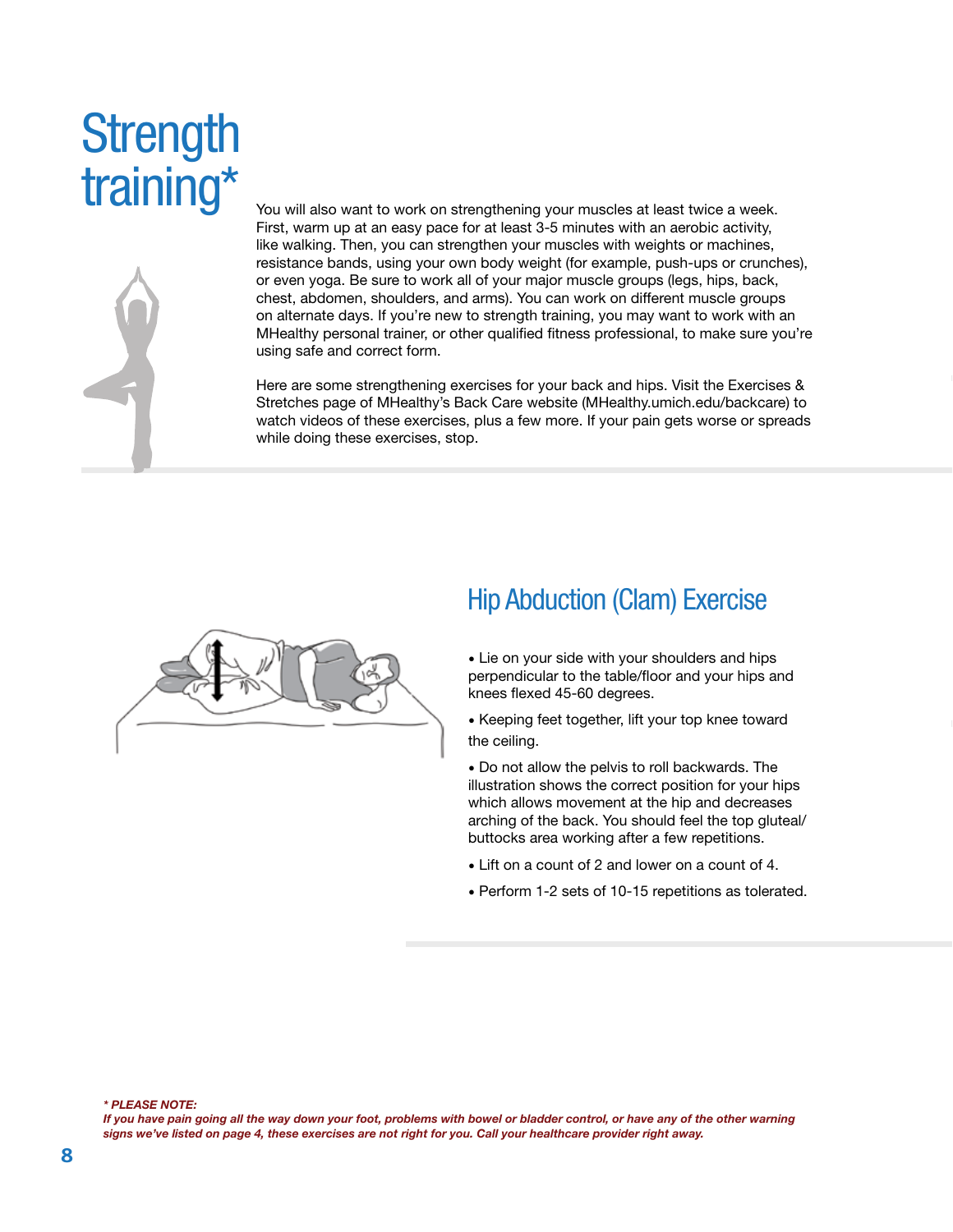# Strength training*

You will also want to work on strengthening your muscles at least twice a week. First, warm up at an easy pace for at least 3-5 minutes with an aerobic activity, like walking. Then, you can strengthen your muscles with weights or machines, resistance bands, using your own body weight (for example, push-ups or crunches), or even yoga. Be sure to work all of your major muscle groups (legs, hips, back, chest, abdomen, shoulders, and arms). You can work on different muscle groups on alternate days. If you're new to strength training, you may want to work with an MHealthy personal trainer, or other qualified fitness professional, to make sure you're using safe and correct form.

Here are some strengthening exercises for your back and hips. Visit the Exercises & Stretches page of MHealthy's Back Care website (MHealthy.umich.edu/backcare) to watch videos of these exercises, plus a few more. If your pain gets worse or spreads while doing these exercises, stop.

## Hip Abduction (Clam) Exercise

- Lie on your side with your shoulders and hips perpendicular to the table/floor and your hips and knees flexed 45-60 degrees.
- Keeping feet together, lift your top knee toward the ceiling.
- Do not allow the pelvis to roll backwards. The illustration shows the correct position for your hips which allows movement at the hip and decreases arching of the back. You should feel the top gluteal/ buttocks area working after a few repetitions.
- Lift on a count of 2 and lower on a count of 4.
- Perform 1-2 sets of 10-15 repetitions as tolerated.

***\* PLEASE NOTE:***
***If you have pain going all the way down your foot, problems with bowel or bladder control, or have any of the other warning signs we've listed on page 4, these exercises are not right for you. Call your healthcare provider right away.***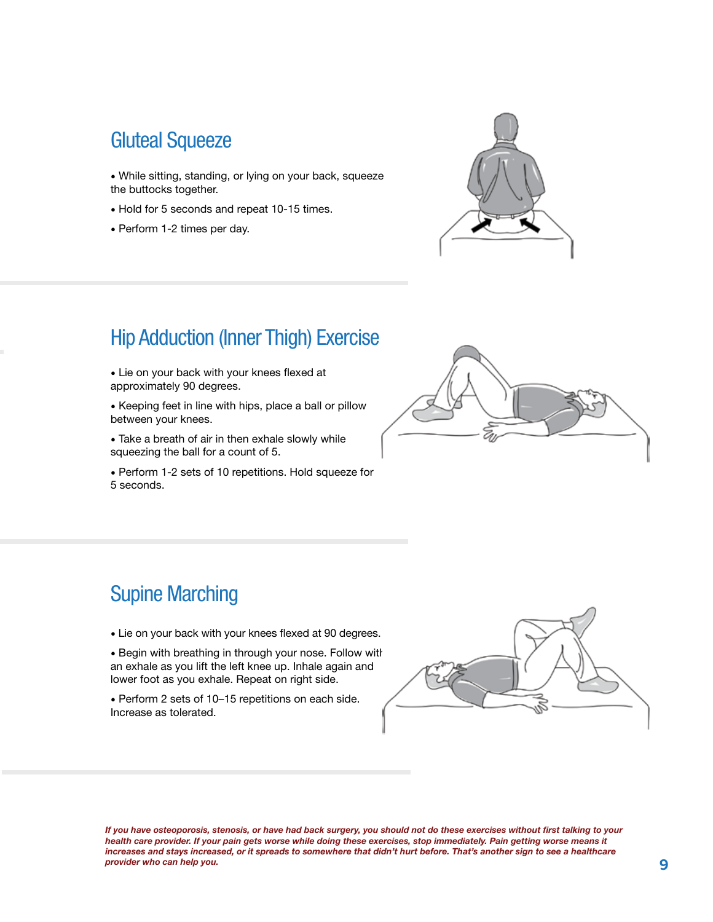## Gluteal Squeeze

- While sitting, standing, or lying on your back, squeeze the buttocks together.
- Hold for 5 seconds and repeat 10-15 times.
- Perform 1-2 times per day.

## Hip Adduction (Inner Thigh) Exercise

- Lie on your back with your knees flexed at approximately 90 degrees.
- Keeping feet in line with hips, place a ball or pillow between your knees.
- Take a breath of air in then exhale slowly while squeezing the ball for a count of 5.
- Perform 1-2 sets of 10 repetitions. Hold squeeze for 5 seconds.

## Supine Marching

- Lie on your back with your knees flexed at 90 degrees.
- Begin with breathing in through your nose. Follow with an exhale as you lift the left knee up. Inhale again and lower foot as you exhale. Repeat on right side.
- Perform 2 sets of 10–15 repetitions on each side. Increase as tolerated.

***If you have osteoporosis, stenosis, or have had back surgery, you should not do these exercises without first talking to your health care provider. If your pain gets worse while doing these exercises, stop immediately. Pain getting worse means it increases and stays increased, or it spreads to somewhere that didn't hurt before. That's another sign to see a healthcare provider who can help you.***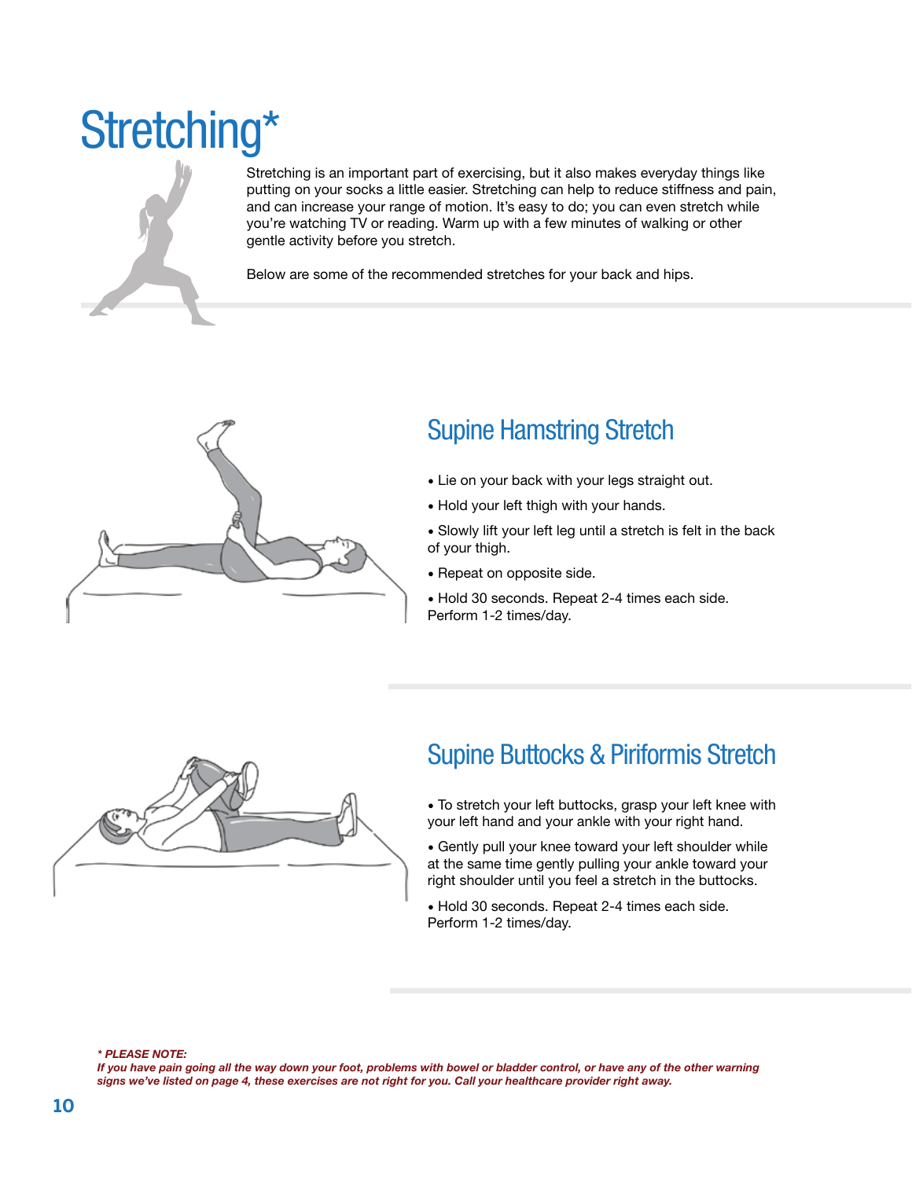# Stretching*

Stretching is an important part of exercising, but it also makes everyday things like putting on your socks a little easier. Stretching can help to reduce stiffness and pain, and can increase your range of motion. It's easy to do; you can even stretch while you're watching TV or reading. Warm up with a few minutes of walking or other gentle activity before you stretch.

Below are some of the recommended stretches for your back and hips.

## Supine Hamstring Stretch

- Lie on your back with your legs straight out.
- Hold your left thigh with your hands.
- Slowly lift your left leg until a stretch is felt in the back of your thigh.
- Repeat on opposite side.
- Hold 30 seconds. Repeat 2-4 times each side. Perform 1-2 times/day.

## Supine Buttocks & Piriformis Stretch

- To stretch your left buttocks, grasp your left knee with your left hand and your ankle with your right hand.
- Gently pull your knee toward your left shoulder while at the same time gently pulling your ankle toward your right shoulder until you feel a stretch in the buttocks.
- Hold 30 seconds. Repeat 2-4 times each side. Perform 1-2 times/day.

***\* PLEASE NOTE:***
***If you have pain going all the way down your foot, problems with bowel or bladder control, or have any of the other warning signs we've listed on page 4, these exercises are not right for you. Call your healthcare provider right away.***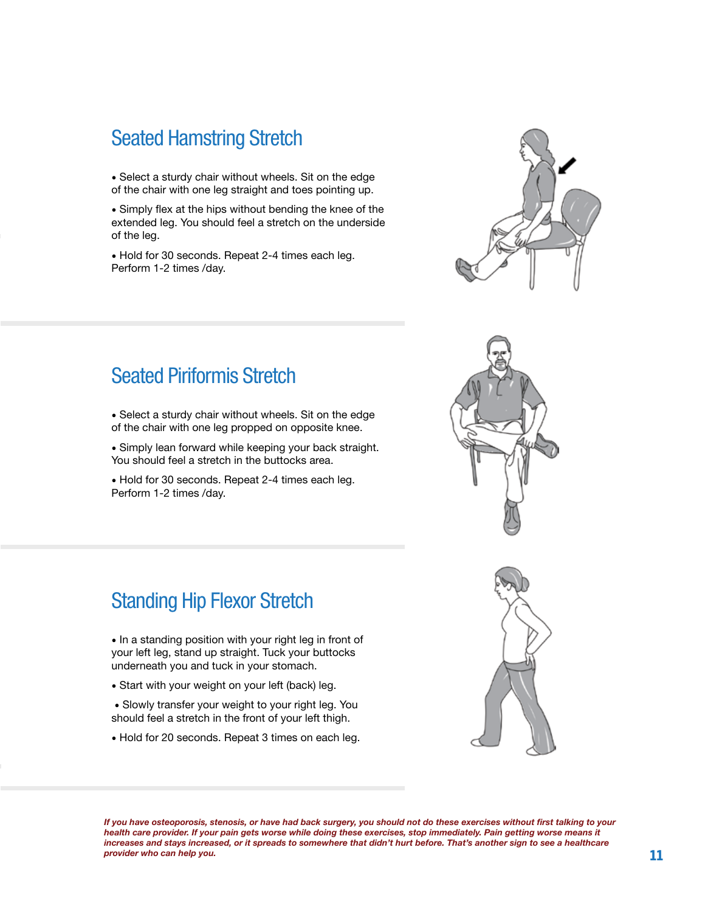## Seated Hamstring Stretch

- Select a sturdy chair without wheels. Sit on the edge of the chair with one leg straight and toes pointing up.
- Simply flex at the hips without bending the knee of the extended leg. You should feel a stretch on the underside of the leg.
- Hold for 30 seconds. Repeat 2-4 times each leg. Perform 1-2 times /day.

## Seated Piriformis Stretch

- Select a sturdy chair without wheels. Sit on the edge of the chair with one leg propped on opposite knee.
- Simply lean forward while keeping your back straight. You should feel a stretch in the buttocks area.
- Hold for 30 seconds. Repeat 2-4 times each leg. Perform 1-2 times /day.

## Standing Hip Flexor Stretch

- In a standing position with your right leg in front of your left leg, stand up straight. Tuck your buttocks underneath you and tuck in your stomach.
- Start with your weight on your left (back) leg.
- Slowly transfer your weight to your right leg. You should feel a stretch in the front of your left thigh.
- Hold for 20 seconds. Repeat 3 times on each leg.

***If you have osteoporosis, stenosis, or have had back surgery, you should not do these exercises without first talking to your health care provider. If your pain gets worse while doing these exercises, stop immediately. Pain getting worse means it increases and stays increased, or it spreads to somewhere that didn't hurt before. That's another sign to see a healthcare provider who can help you.***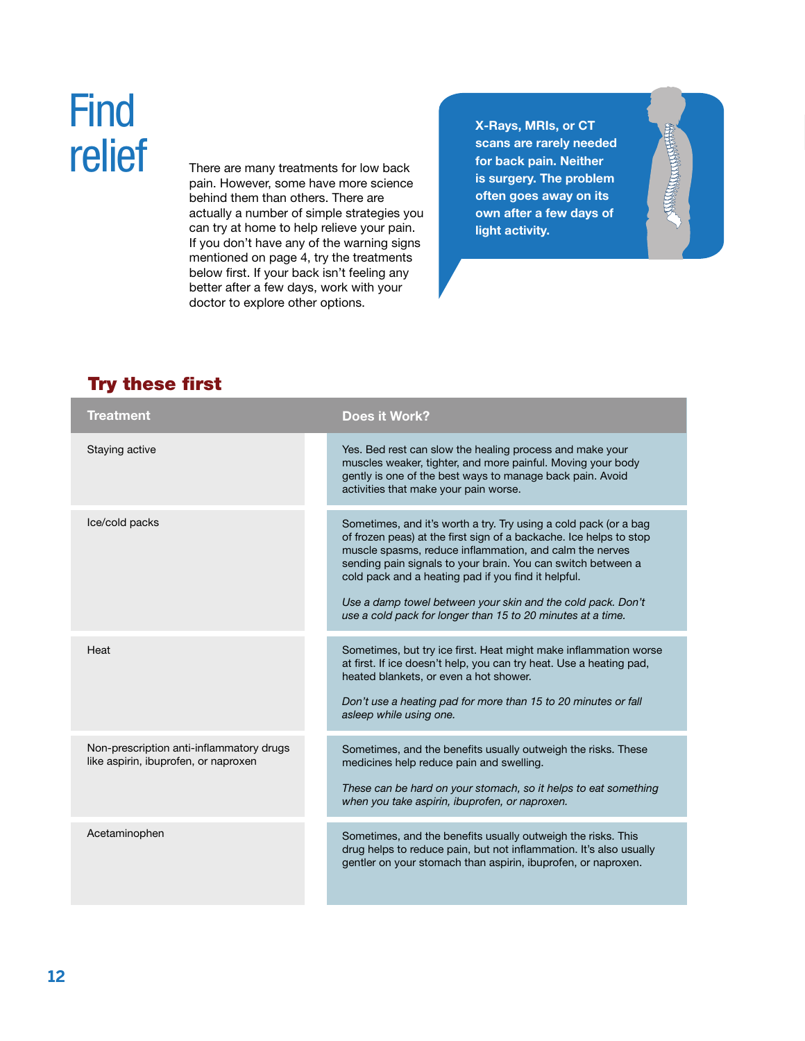# Find relief

There are many treatments for low back pain. However, some have more science behind them than others. There are actually a number of simple strategies you can try at home to help relieve your pain. If you don't have any of the warning signs mentioned on page 4, try the treatments below first. If your back isn't feeling any better after a few days, work with your doctor to explore other options.

**X-Rays, MRIs, or CT scans are rarely needed for back pain. Neither is surgery. The problem often goes away on its own after a few days of light activity.**

## Try these first

| Treatment | Does it Work? |
|---|---|
| Staying active | Yes. Bed rest can slow the healing process and make your muscles weaker, tighter, and more painful. Moving your body gently is one of the best ways to manage back pain. Avoid activities that make your pain worse. |
| Ice/cold packs | Sometimes, and it's worth a try. Try using a cold pack (or a bag of frozen peas) at the first sign of a backache. Ice helps to stop muscle spasms, reduce inflammation, and calm the nerves sending pain signals to your brain. You can switch between a cold pack and a heating pad if you find it helpful.<br><br>*Use a damp towel between your skin and the cold pack. Don't use a cold pack for longer than 15 to 20 minutes at a time.* |
| Heat | Sometimes, but try ice first. Heat might make inflammation worse at first. If ice doesn't help, you can try heat. Use a heating pad, heated blankets, or even a hot shower.<br><br>*Don't use a heating pad for more than 15 to 20 minutes or fall asleep while using one.* |
| Non-prescription anti-inflammatory drugs like aspirin, ibuprofen, or naproxen | Sometimes, and the benefits usually outweigh the risks. These medicines help reduce pain and swelling.<br><br>*These can be hard on your stomach, so it helps to eat something when you take aspirin, ibuprofen, or naproxen.* |
| Acetaminophen | Sometimes, and the benefits usually outweigh the risks. This drug helps to reduce pain, but not inflammation. It's also usually gentler on your stomach than aspirin, ibuprofen, or naproxen. |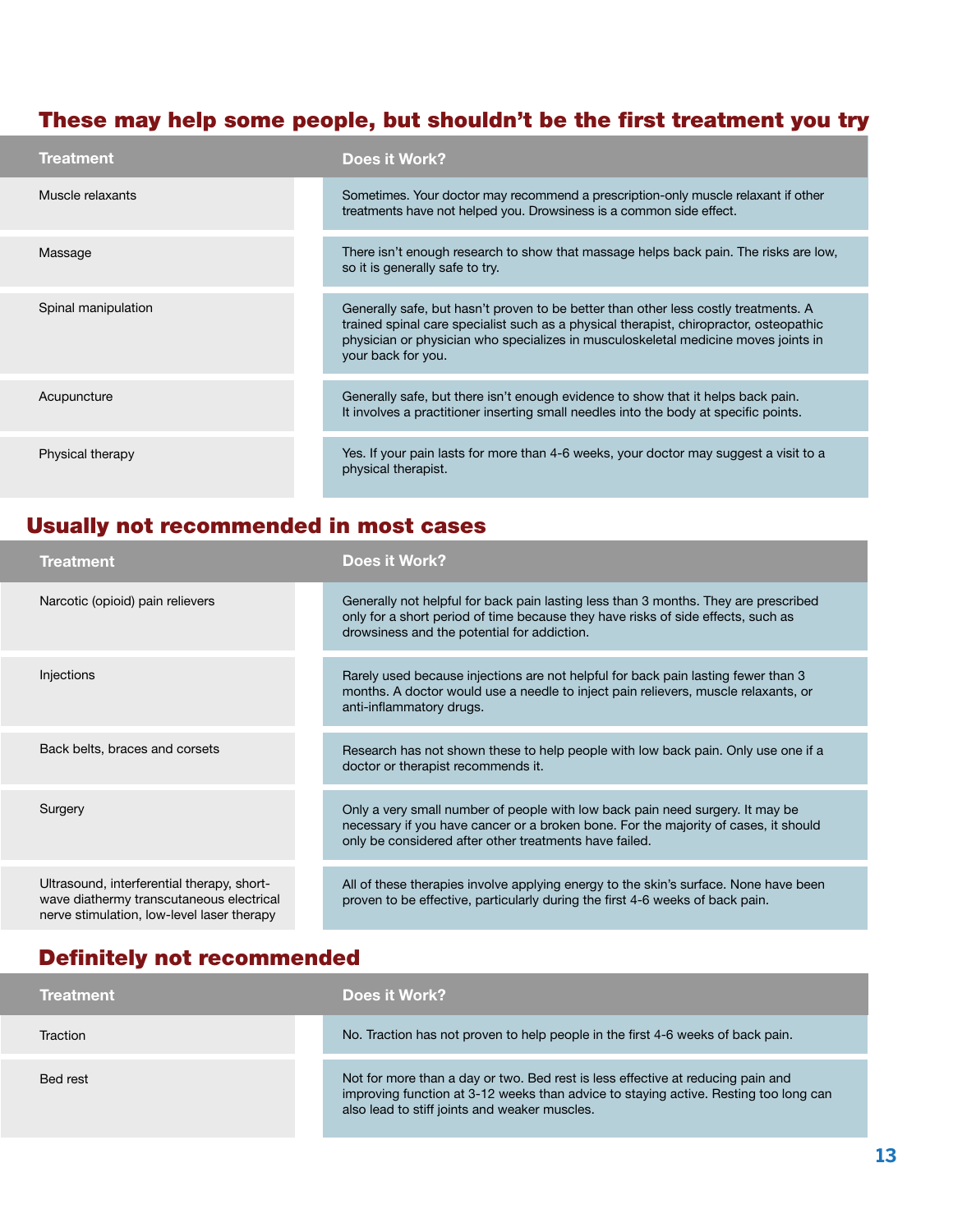## These may help some people, but shouldn't be the first treatment you try

| Treatment | Does it Work? |
|---|---|
| Muscle relaxants | Sometimes. Your doctor may recommend a prescription-only muscle relaxant if other treatments have not helped you. Drowsiness is a common side effect. |
| Massage | There isn't enough research to show that massage helps back pain. The risks are low, so it is generally safe to try. |
| Spinal manipulation | Generally safe, but hasn't proven to be better than other less costly treatments. A trained spinal care specialist such as a physical therapist, chiropractor, osteopathic physician or physician who specializes in musculoskeletal medicine moves joints in your back for you. |
| Acupuncture | Generally safe, but there isn't enough evidence to show that it helps back pain. It involves a practitioner inserting small needles into the body at specific points. |
| Physical therapy | Yes. If your pain lasts for more than 4-6 weeks, your doctor may suggest a visit to a physical therapist. |

## Usually not recommended in most cases

| Treatment | Does it Work? |
|---|---|
| Narcotic (opioid) pain relievers | Generally not helpful for back pain lasting less than 3 months. They are prescribed only for a short period of time because they have risks of side effects, such as drowsiness and the potential for addiction. |
| Injections | Rarely used because injections are not helpful for back pain lasting fewer than 3 months. A doctor would use a needle to inject pain relievers, muscle relaxants, or anti-inflammatory drugs. |
| Back belts, braces and corsets | Research has not shown these to help people with low back pain. Only use one if a doctor or therapist recommends it. |
| Surgery | Only a very small number of people with low back pain need surgery. It may be necessary if you have cancer or a broken bone. For the majority of cases, it should only be considered after other treatments have failed. |
| Ultrasound, interferential therapy, short-wave diathermy transcutaneous electrical nerve stimulation, low-level laser therapy | All of these therapies involve applying energy to the skin's surface. None have been proven to be effective, particularly during the first 4-6 weeks of back pain. |

## Definitely not recommended

| Treatment | Does it Work? |
|---|---|
| Traction | No. Traction has not proven to help people in the first 4-6 weeks of back pain. |
| Bed rest | Not for more than a day or two. Bed rest is less effective at reducing pain and improving function at 3-12 weeks than advice to staying active. Resting too long can also lead to stiff joints and weaker muscles. |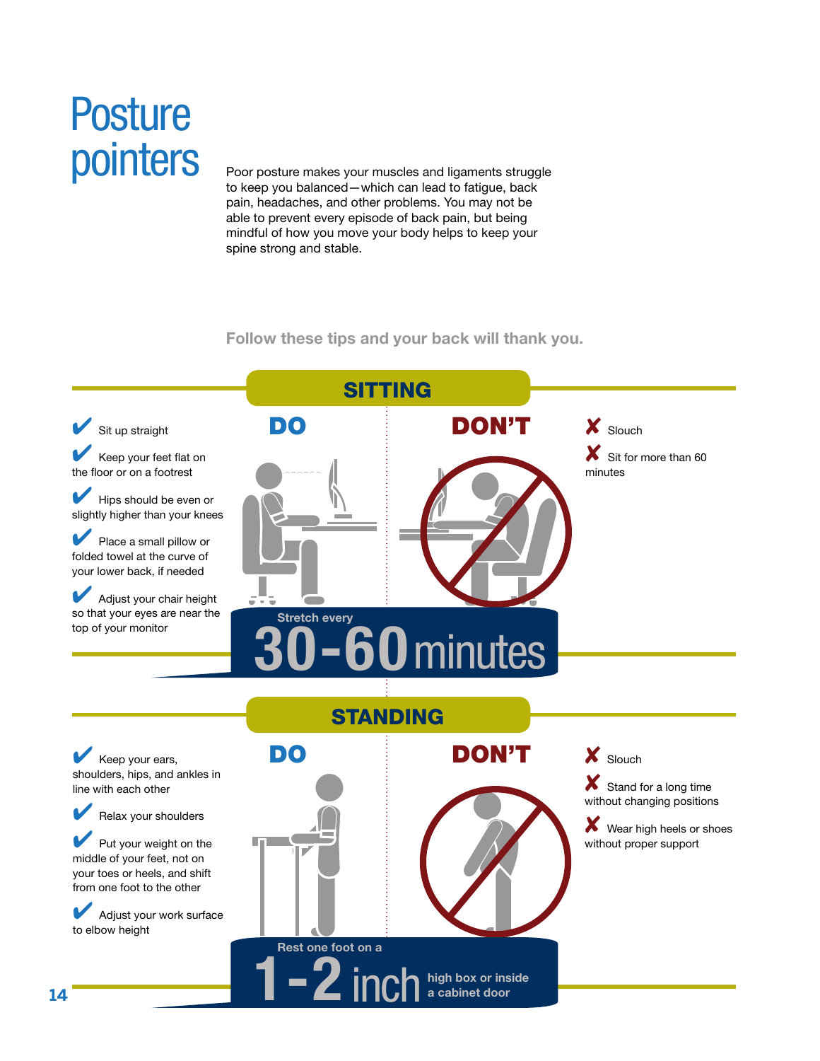# Posture pointers

Poor posture makes your muscles and ligaments struggle to keep you balanced—which can lead to fatigue, back pain, headaches, and other problems. You may not be able to prevent every episode of back pain, but being mindful of how you move your body helps to keep your spine strong and stable.

**Follow these tips and your back will thank you.**

## SITTING

### DO

- ✔ Sit up straight
- ✔ Keep your feet flat on the floor or on a footrest
- ✔ Hips should be even or slightly higher than your knees
- ✔ Place a small pillow or folded towel at the curve of your lower back, if needed
- ✔ Adjust your chair height so that your eyes are near the top of your monitor

### DON'T

- ✘ Slouch
- ✘ Sit for more than 60 minutes

Stretch every **30-60 minutes**

## STANDING

### DO

- ✔ Keep your ears, shoulders, hips, and ankles in line with each other
- ✔ Relax your shoulders
- ✔ Put your weight on the middle of your feet, not on your toes or heels, and shift from one foot to the other
- ✔ Adjust your work surface to elbow height

### DON'T

- ✘ Slouch
- ✘ Stand for a long time without changing positions
- ✘ Wear high heels or shoes without proper support

Rest one foot on a **1-2 inch** high box or inside a cabinet door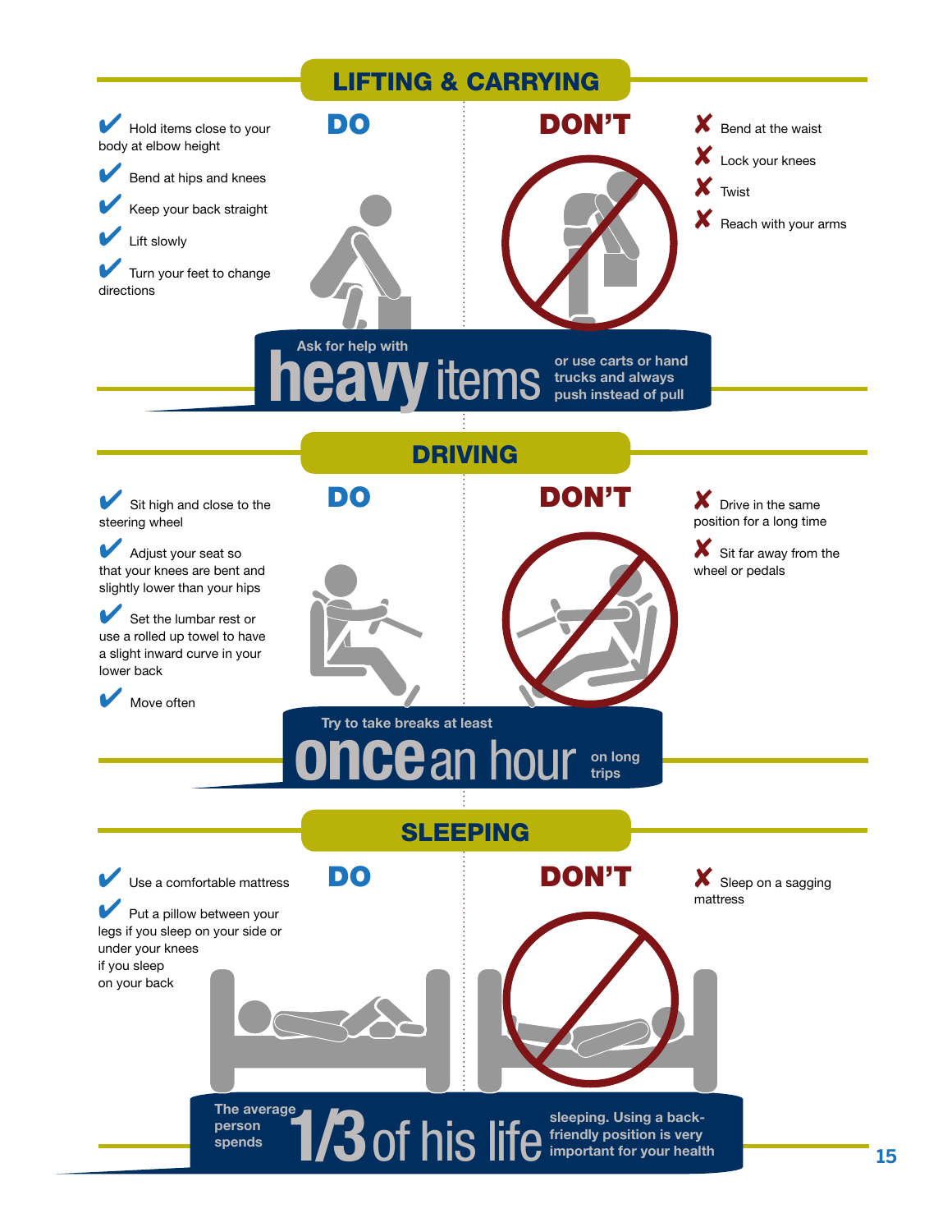## LIFTING & CARRYING

### DO

- ✔ Hold items close to your body at elbow height
- ✔ Bend at hips and knees
- ✔ Keep your back straight
- ✔ Lift slowly
- ✔ Turn your feet to change directions

### DON'T

- ✘ Bend at the waist
- ✘ Lock your knees
- ✘ Twist
- ✘ Reach with your arms

Ask for help with **heavy items** or use carts or hand trucks and always push instead of pull

## DRIVING

### DO

- ✔ Sit high and close to the steering wheel
- ✔ Adjust your seat so that your knees are bent and slightly lower than your hips
- ✔ Set the lumbar rest or use a rolled up towel to have a slight inward curve in your lower back
- ✔ Move often

### DON'T

- ✘ Drive in the same position for a long time
- ✘ Sit far away from the wheel or pedals

Try to take breaks at least **once an hour** on long trips

## SLEEPING

### DO

- ✔ Use a comfortable mattress
- ✔ Put a pillow between your legs if you sleep on your side or under your knees if you sleep on your back

### DON'T

- ✘ Sleep on a sagging mattress

The average person spends **1/3 of his life** sleeping. Using a back-friendly position is very important for your health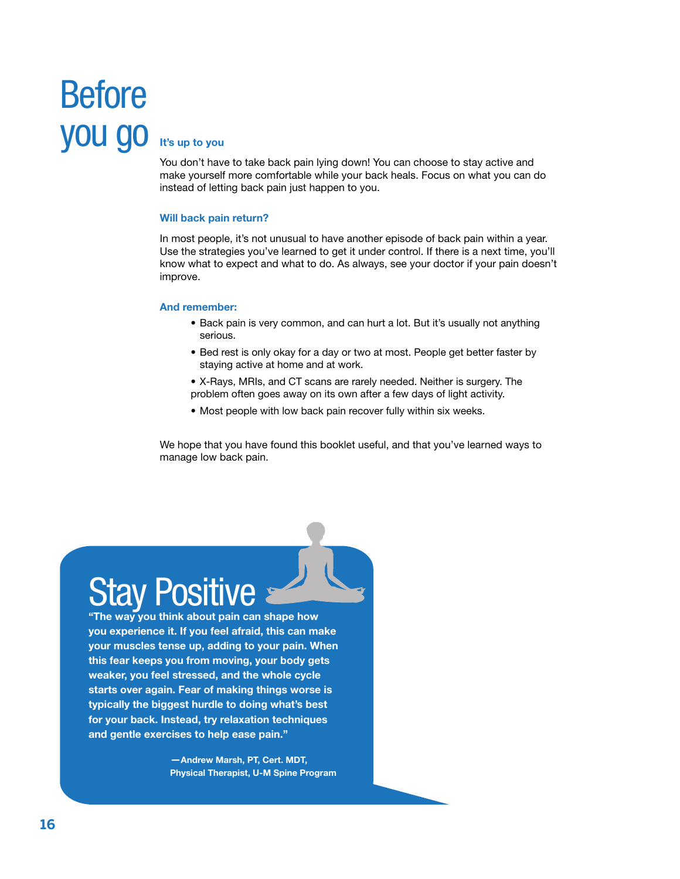# Before you go

### It's up to you

You don't have to take back pain lying down! You can choose to stay active and make yourself more comfortable while your back heals. Focus on what you can do instead of letting back pain just happen to you.

### Will back pain return?

In most people, it's not unusual to have another episode of back pain within a year. Use the strategies you've learned to get it under control. If there is a next time, you'll know what to expect and what to do. As always, see your doctor if your pain doesn't improve.

### And remember:

- Back pain is very common, and can hurt a lot. But it's usually not anything serious.
- Bed rest is only okay for a day or two at most. People get better faster by staying active at home and at work.
- X-Rays, MRIs, and CT scans are rarely needed. Neither is surgery. The problem often goes away on its own after a few days of light activity.
- Most people with low back pain recover fully within six weeks.

We hope that you have found this booklet useful, and that you've learned ways to manage low back pain.

## Stay Positive

**"The way you think about pain can shape how you experience it. If you feel afraid, this can make your muscles tense up, adding to your pain. When this fear keeps you from moving, your body gets weaker, you feel stressed, and the whole cycle starts over again. Fear of making things worse is typically the biggest hurdle to doing what's best for your back. Instead, try relaxation techniques and gentle exercises to help ease pain."**

**—Andrew Marsh, PT, Cert. MDT, Physical Therapist, U-M Spine Program**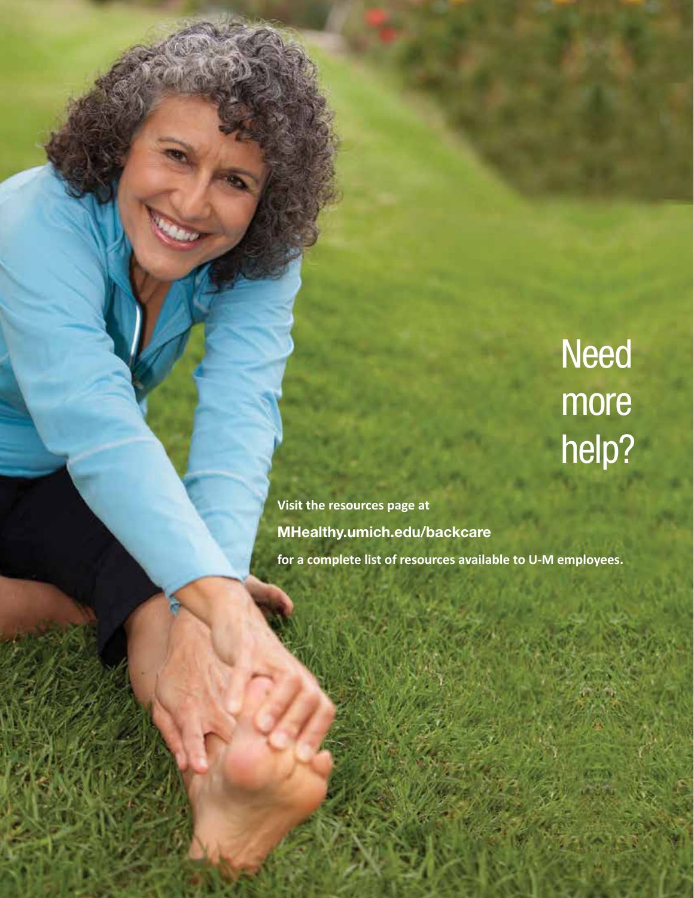# Need more help?

**Visit the resources page at**

**MHealthy.umich.edu/backcare**

**for a complete list of resources available to U-M employees.**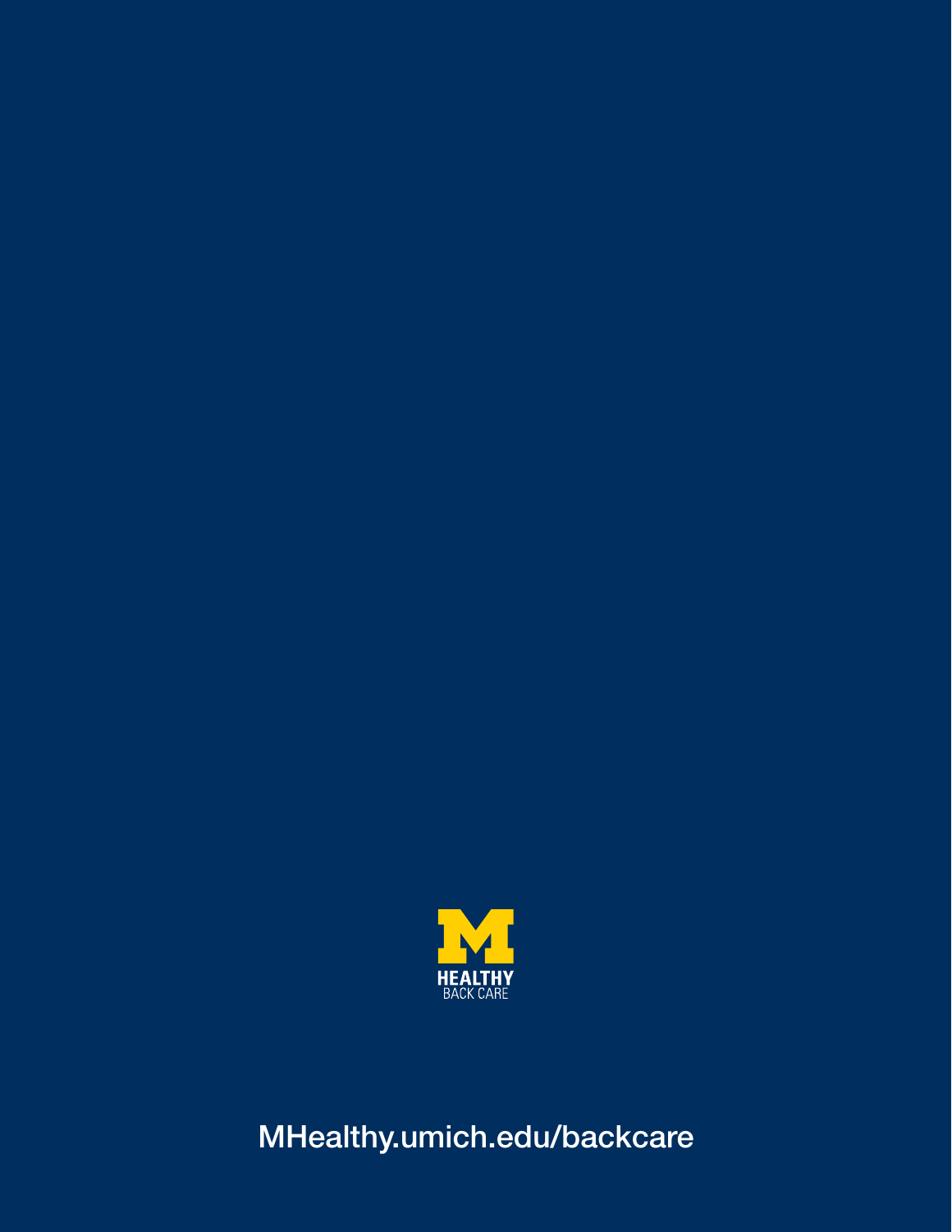HEALTHY
BACK CARE

MHealthy.umich.edu/backcare